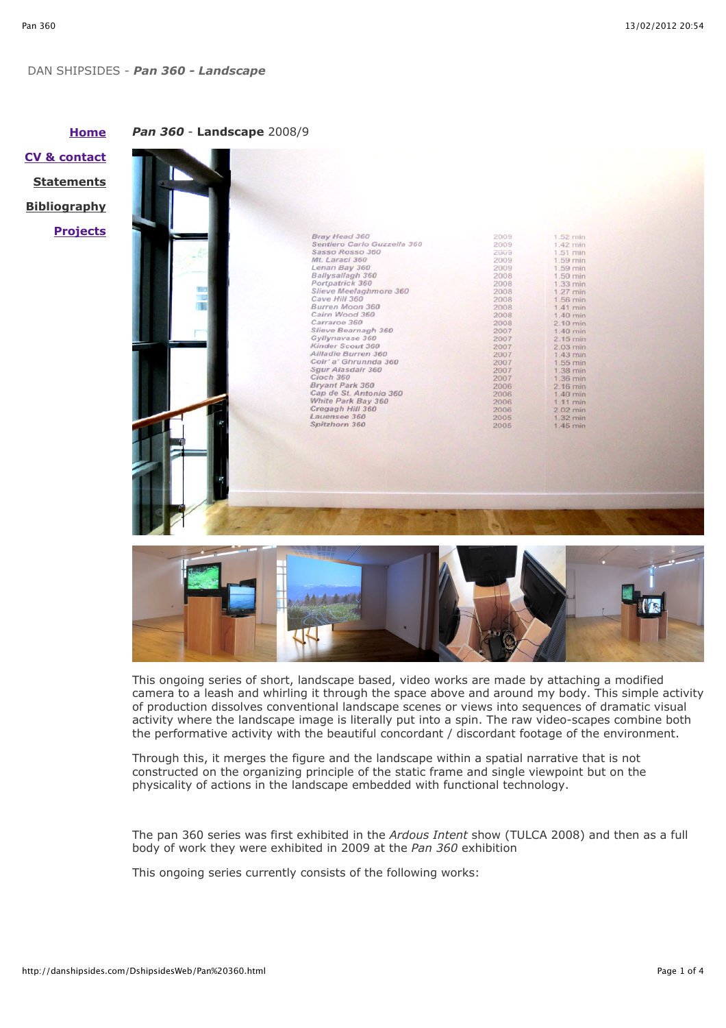DAN SHIPSIDES - ***Pan 360 - Landscape***

[**Home**](#)

[**CV & contact**](#)

**Statements**

**Bibliography**

[**Projects**](#)

***Pan 360*** **- Landscape** 2008/9

This ongoing series of short, landscape based, video works are made by attaching a modified camera to a leash and whirling it through the space above and around my body. This simple activity of production dissolves conventional landscape scenes or views into sequences of dramatic visual activity where the landscape image is literally put into a spin. The raw video-scapes combine both the performative activity with the beautiful concordant / discordant footage of the environment.

Through this, it merges the figure and the landscape within a spatial narrative that is not constructed on the organizing principle of the static frame and single viewpoint but on the physicality of actions in the landscape embedded with functional technology.

The pan 360 series was first exhibited in the *Ardous Intent* show (TULCA 2008) and then as a full body of work they were exhibited in 2009 at the *Pan 360* exhibition

This ongoing series currently consists of the following works: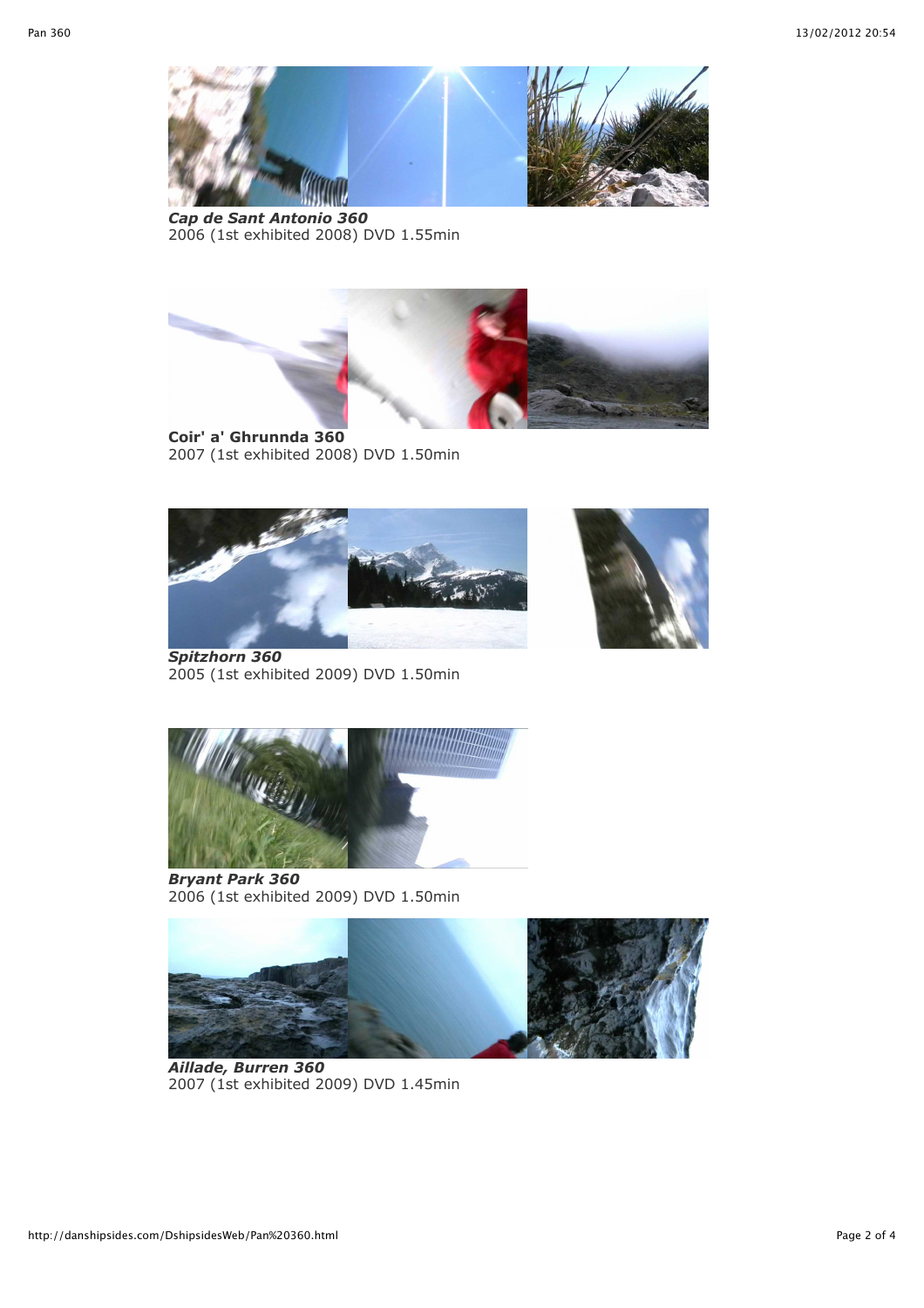***Cap de Sant Antonio 360***
2006 (1st exhibited 2008) DVD 1.55min

**Coir' a' Ghrunnda 360**
2007 (1st exhibited 2008) DVD 1.50min

***Spitzhorn 360***
2005 (1st exhibited 2009) DVD 1.50min

***Bryant Park 360***
2006 (1st exhibited 2009) DVD 1.50min

***Aillade, Burren 360***
2007 (1st exhibited 2009) DVD 1.45min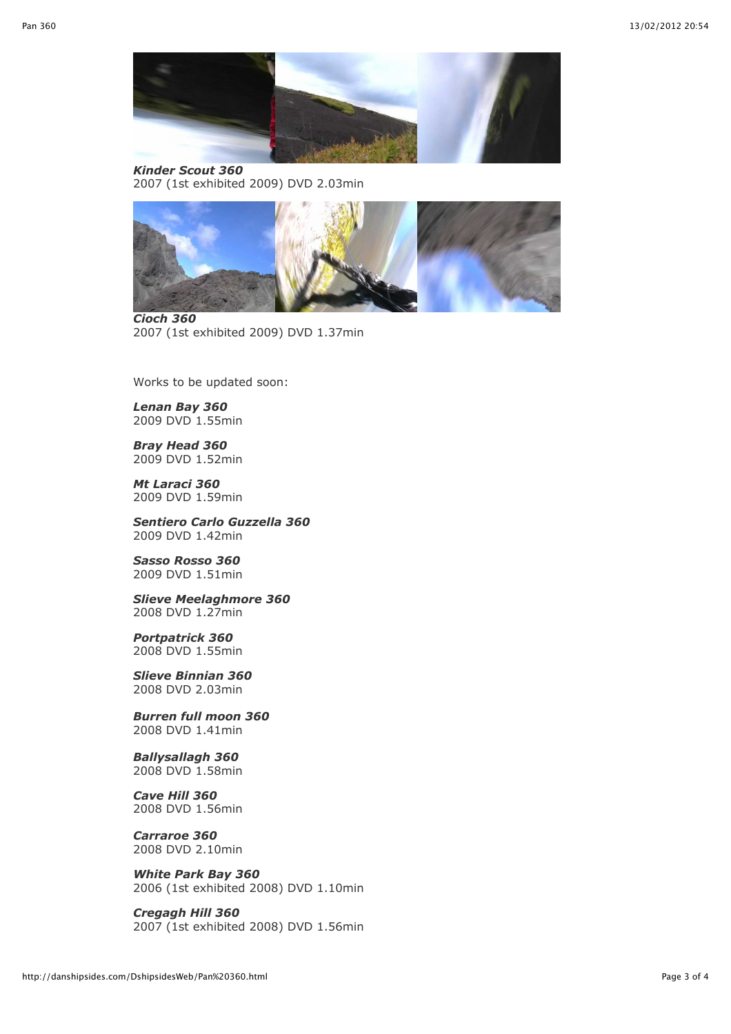***Kinder Scout 360***
2007 (1st exhibited 2009) DVD 2.03min

***Cioch 360***
2007 (1st exhibited 2009) DVD 1.37min

Works to be updated soon:

***Lenan Bay 360***
2009 DVD 1.55min

***Bray Head 360***
2009 DVD 1.52min

***Mt Laraci 360***
2009 DVD 1.59min

***Sentiero Carlo Guzzella 360***
2009 DVD 1.42min

***Sasso Rosso 360***
2009 DVD 1.51min

***Slieve Meelaghmore 360***
2008 DVD 1.27min

***Portpatrick 360***
2008 DVD 1.55min

***Slieve Binnian 360***
2008 DVD 2.03min

***Burren full moon 360***
2008 DVD 1.41min

***Ballysallagh 360***
2008 DVD 1.58min

***Cave Hill 360***
2008 DVD 1.56min

***Carraroe 360***
2008 DVD 2.10min

***White Park Bay 360***
2006 (1st exhibited 2008) DVD 1.10min

***Cregagh Hill 360***
2007 (1st exhibited 2008) DVD 1.56min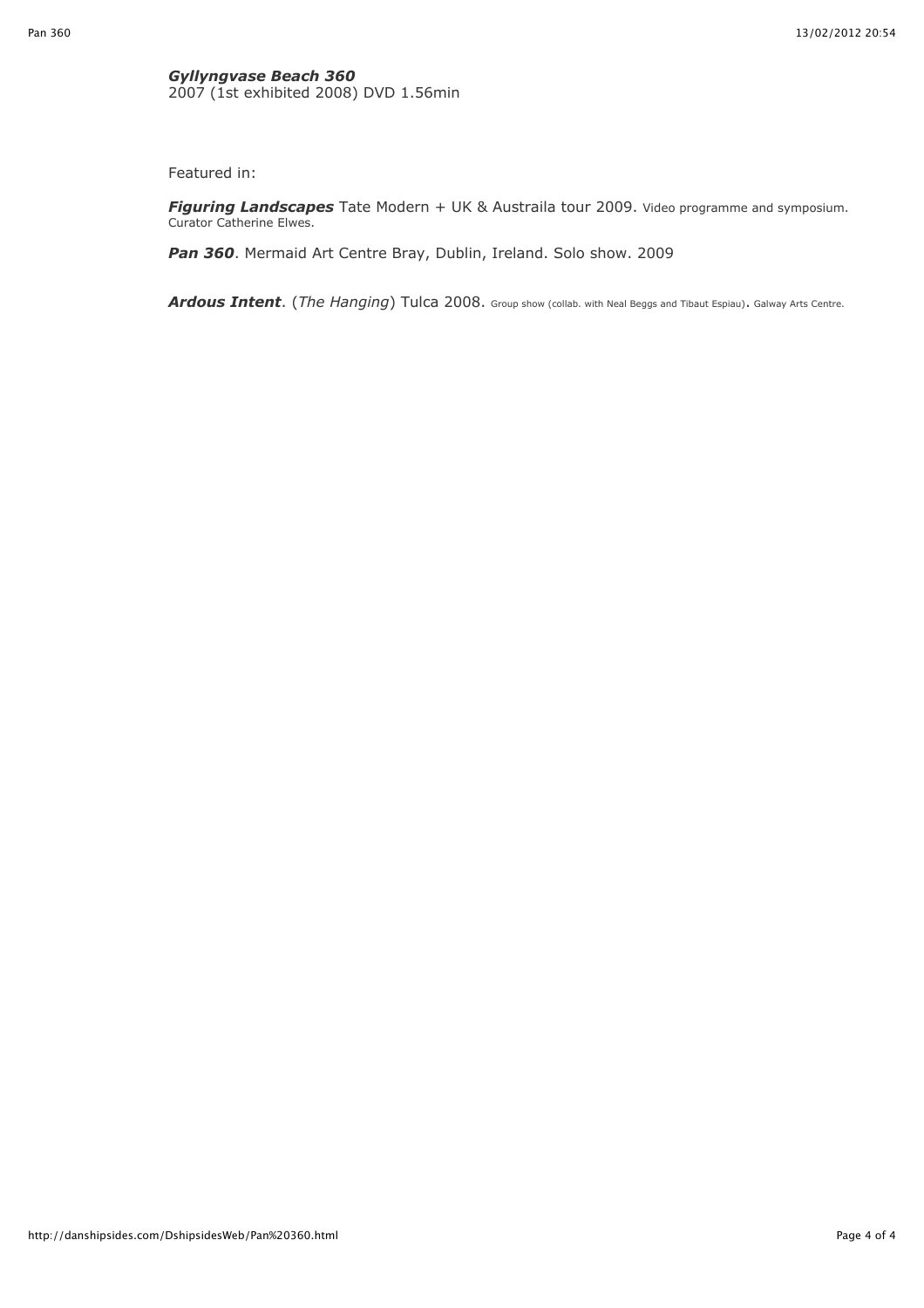***Gyllyngvase Beach 360***
2007 (1st exhibited 2008) DVD 1.56min

Featured in:

***Figuring Landscapes*** Tate Modern + UK & Austraila tour 2009. Video programme and symposium. Curator Catherine Elwes.

***Pan 360***. Mermaid Art Centre Bray, Dublin, Ireland. Solo show. 2009

***Ardous Intent***. (*The Hanging*) Tulca 2008. Group show (collab. with Neal Beggs and Tibaut Espiau). Galway Arts Centre.